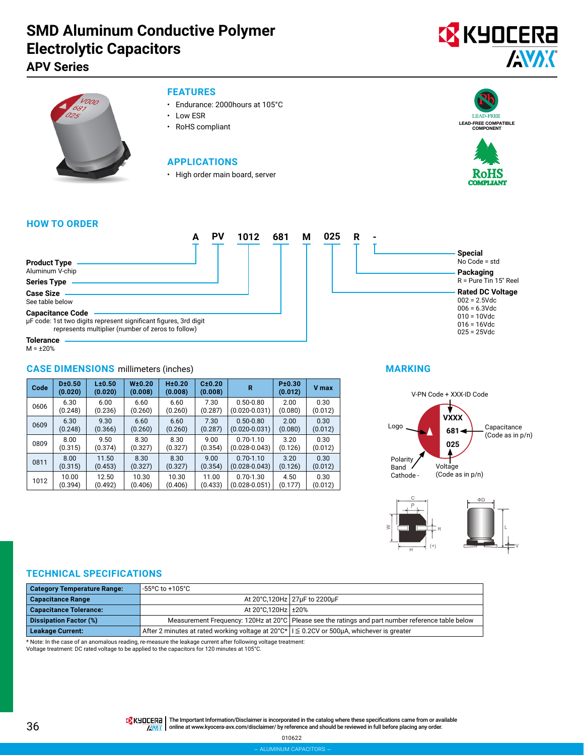# SMD Aluminum Conductive Polymer Electrolytic Capacitors

## APV Series

### FEATURES

- Endurance: 2000hours at 105°C
- Low ESR
- RoHS compliant

LEAD-FREE
LEAD-FREE COMPATIBLE COMPONENT

RoHS COMPLIANT

### APPLICATIONS

- High order main board, server

### HOW TO ORDER

| A | PV | 1012 | 681 | M | 025 | R | - |
|---|---|---|---|---|---|---|---|

**Product Type**
Aluminum V-chip

**Series Type**

**Case Size**
See table below

**Capacitance Code**
μF code: 1st two digits represent significant figures, 3rd digit represents multiplier (number of zeros to follow)

**Tolerance**
M = ±20%

**Special**
No Code = std

**Packaging**
R = Pure Tin 15" Reel

**Rated DC Voltage**
002 = 2.5Vdc
006 = 6.3Vdc
010 = 10Vdc
016 = 16Vdc
025 = 25Vdc

### CASE DIMENSIONS millimeters (inches)

| Code | D±0.50 (0.020) | L±0.50 (0.020) | W±0.20 (0.008) | H±0.20 (0.008) | C±0.20 (0.008) | R | P±0.30 (0.012) | V max |
|---|---|---|---|---|---|---|---|---|
| 0606 | 6.30 (0.248) | 6.00 (0.236) | 6.60 (0.260) | 6.60 (0.260) | 7.30 (0.287) | 0.50-0.80 (0.020-0.031) | 2.00 (0.080) | 0.30 (0.012) |
| 0609 | 6.30 (0.248) | 9.30 (0.366) | 6.60 (0.260) | 6.60 (0.260) | 7.30 (0.287) | 0.50-0.80 (0.020-0.031) | 2.00 (0.080) | 0.30 (0.012) |
| 0809 | 8.00 (0.315) | 9.50 (0.374) | 8.30 (0.327) | 8.30 (0.327) | 9.00 (0.354) | 0.70-1.10 (0.028-0.043) | 3.20 (0.126) | 0.30 (0.012) |
| 0811 | 8.00 (0.315) | 11.50 (0.453) | 8.30 (0.327) | 8.30 (0.327) | 9.00 (0.354) | 0.70-1.10 (0.028-0.043) | 3.20 (0.126) | 0.30 (0.012) |
| 1012 | 10.00 (0.394) | 12.50 (0.492) | 10.30 (0.406) | 10.30 (0.406) | 11.00 (0.433) | 0.70-1.30 (0.028-0.051) | 4.50 (0.177) | 0.30 (0.012) |

### MARKING

V-PN Code + XXX-ID Code

VXXX
681
025

Logo

Capacitance (Code as in p/n)

Polarity Band Cathode -

Voltage (Code as in p/n)

### TECHNICAL SPECIFICATIONS

| Category Temperature Range: | -55ºC to +105°C | |
|---|---|---|
| Capacitance Range | At 20°C,120Hz | 27μF to 2200μF |
| Capacitance Tolerance: | At 20°C,120Hz | ±20% |
| Dissipation Factor (%) | Measurement Frequency: 120Hz at 20°C | Please see the ratings and part number reference table below |
| Leakage Current: | After 2 minutes at rated working voltage at 20°C* | I ≦ 0.2CV or 500μA, whichever is greater |

* Note: In the case of an anomalous reading, re-measure the leakage current after following voltage treatment:
Voltage treatment: DC rated voltage to be applied to the capacitors for 120 minutes at 105°C.

The Important Information/Disclaimer is incorporated in the catalog where these specifications came from or available online at www.kyocera-avx.com/disclaimer/ by reference and should be reviewed in full before placing any order.

010622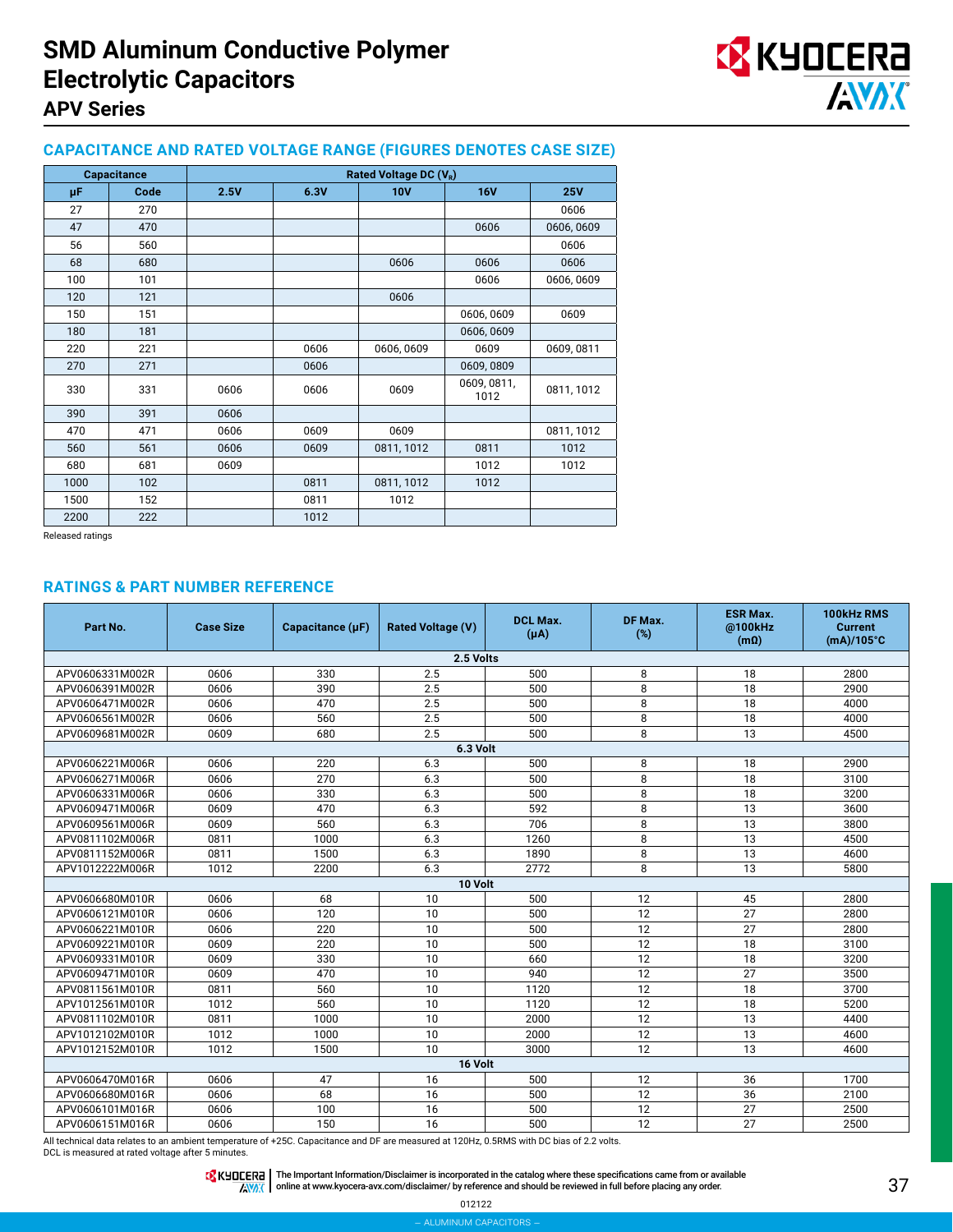# SMD Aluminum Conductive Polymer Electrolytic Capacitors

## APV Series

### CAPACITANCE AND RATED VOLTAGE RANGE (FIGURES DENOTES CASE SIZE)

| Capacitance | | Rated Voltage DC ($V_R$) | | | | |
|---|---|---|---|---|---|---|
| μF | Code | 2.5V | 6.3V | 10V | 16V | 25V |
| 27 | 270 | | | | | 0606 |
| 47 | 470 | | | | 0606 | 0606, 0609 |
| 56 | 560 | | | | | 0606 |
| 68 | 680 | | | 0606 | 0606 | 0606 |
| 100 | 101 | | | | 0606 | 0606, 0609 |
| 120 | 121 | | | 0606 | | |
| 150 | 151 | | | | 0606, 0609 | 0609 |
| 180 | 181 | | | | 0606, 0609 | |
| 220 | 221 | | 0606 | 0606, 0609 | 0609 | 0609, 0811 |
| 270 | 271 | | 0606 | | 0609, 0809 | |
| 330 | 331 | 0606 | 0606 | 0609 | 0609, 0811, 1012 | 0811, 1012 |
| 390 | 391 | 0606 | | | | |
| 470 | 471 | 0606 | 0609 | 0609 | | 0811, 1012 |
| 560 | 561 | 0606 | 0609 | 0811, 1012 | 0811 | 1012 |
| 680 | 681 | 0609 | | | 1012 | 1012 |
| 1000 | 102 | | 0811 | 0811, 1012 | 1012 | |
| 1500 | 152 | | 0811 | 1012 | | |
| 2200 | 222 | | 1012 | | | |

Released ratings

### RATINGS & PART NUMBER REFERENCE

| Part No. | Case Size | Capacitance (μF) | Rated Voltage (V) | DCL Max. (μA) | DF Max. (%) | ESR Max. @100kHz (mΩ) | 100kHz RMS Current (mA)/105°C |
|---|---|---|---|---|---|---|---|
| **2.5 Volts** | | | | | | | |
| APV0606331M002R | 0606 | 330 | 2.5 | 500 | 8 | 18 | 2800 |
| APV0606391M002R | 0606 | 390 | 2.5 | 500 | 8 | 18 | 2900 |
| APV0606471M002R | 0606 | 470 | 2.5 | 500 | 8 | 18 | 4000 |
| APV0606561M002R | 0606 | 560 | 2.5 | 500 | 8 | 18 | 4000 |
| APV0609681M002R | 0609 | 680 | 2.5 | 500 | 8 | 13 | 4500 |
| **6.3 Volt** | | | | | | | |
| APV0606221M006R | 0606 | 220 | 6.3 | 500 | 8 | 18 | 2900 |
| APV0606271M006R | 0606 | 270 | 6.3 | 500 | 8 | 18 | 3100 |
| APV0606331M006R | 0606 | 330 | 6.3 | 500 | 8 | 18 | 3200 |
| APV0609471M006R | 0609 | 470 | 6.3 | 592 | 8 | 13 | 3600 |
| APV0609561M006R | 0609 | 560 | 6.3 | 706 | 8 | 13 | 3800 |
| APV0811102M006R | 0811 | 1000 | 6.3 | 1260 | 8 | 13 | 4500 |
| APV0811152M006R | 0811 | 1500 | 6.3 | 1890 | 8 | 13 | 4600 |
| APV1012222M006R | 1012 | 2200 | 6.3 | 2772 | 8 | 13 | 5800 |
| **10 Volt** | | | | | | | |
| APV0606680M010R | 0606 | 68 | 10 | 500 | 12 | 45 | 2800 |
| APV0606121M010R | 0606 | 120 | 10 | 500 | 12 | 27 | 2800 |
| APV0606221M010R | 0606 | 220 | 10 | 500 | 12 | 27 | 2800 |
| APV0609221M010R | 0609 | 220 | 10 | 500 | 12 | 18 | 3100 |
| APV0609331M010R | 0609 | 330 | 10 | 660 | 12 | 18 | 3200 |
| APV0609471M010R | 0609 | 470 | 10 | 940 | 12 | 27 | 3500 |
| APV0811561M010R | 0811 | 560 | 10 | 1120 | 12 | 18 | 3700 |
| APV1012561M010R | 1012 | 560 | 10 | 1120 | 12 | 18 | 5200 |
| APV0811102M010R | 0811 | 1000 | 10 | 2000 | 12 | 13 | 4400 |
| APV1012102M010R | 1012 | 1000 | 10 | 2000 | 12 | 13 | 4600 |
| APV1012152M010R | 1012 | 1500 | 10 | 3000 | 12 | 13 | 4600 |
| **16 Volt** | | | | | | | |
| APV0606470M016R | 0606 | 47 | 16 | 500 | 12 | 36 | 1700 |
| APV0606680M016R | 0606 | 68 | 16 | 500 | 12 | 36 | 2100 |
| APV0606101M016R | 0606 | 100 | 16 | 500 | 12 | 27 | 2500 |
| APV0606151M016R | 0606 | 150 | 16 | 500 | 12 | 27 | 2500 |

All technical data relates to an ambient temperature of +25C. Capacitance and DF are measured at 120Hz, 0.5RMS with DC bias of 2.2 volts.
DCL is measured at rated voltage after 5 minutes.

The Important Information/Disclaimer is incorporated in the catalog where these specifications came from or available online at www.kyocera-avx.com/disclaimer/ by reference and should be reviewed in full before placing any order.

012122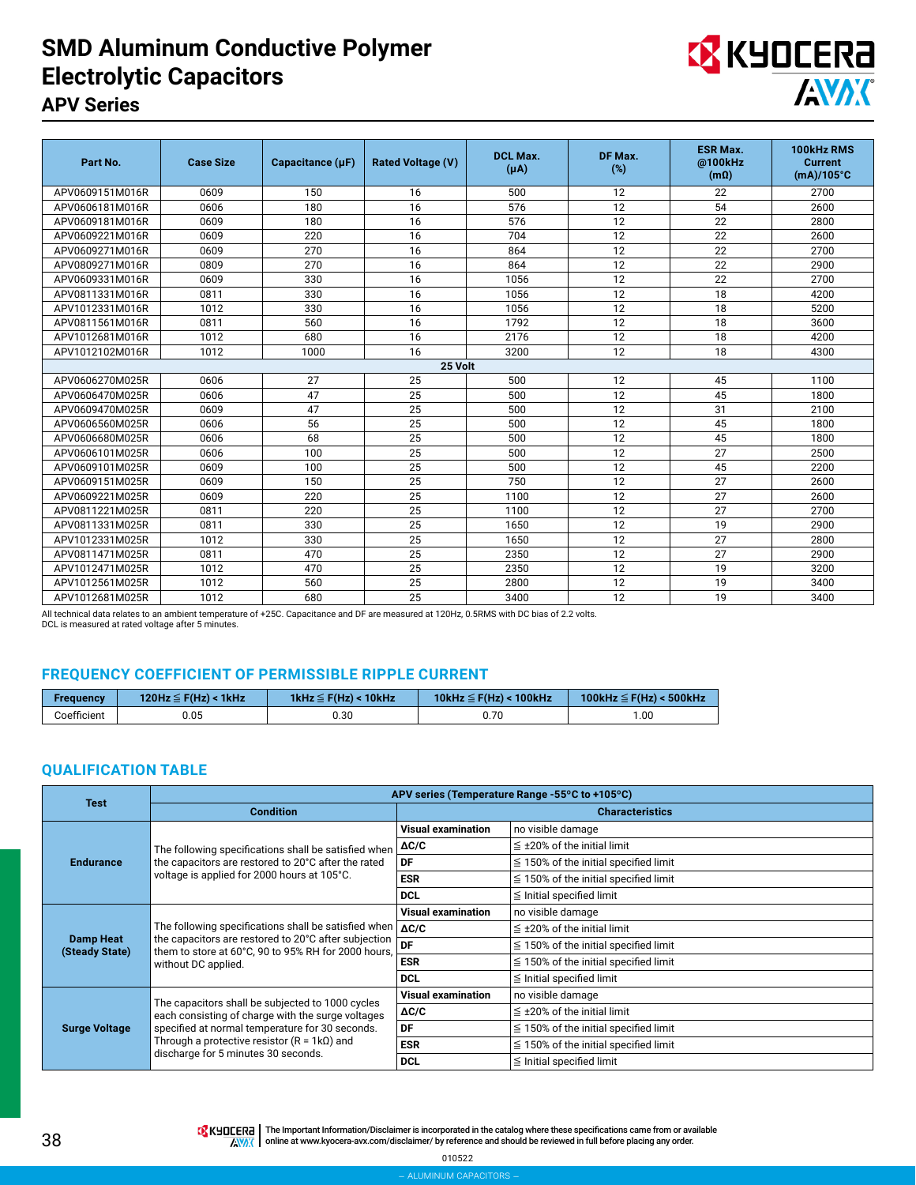# SMD Aluminum Conductive Polymer Electrolytic Capacitors

## APV Series

| Part No. | Case Size | Capacitance (µF) | Rated Voltage (V) | DCL Max. (µA) | DF Max. (%) | ESR Max. @100kHz (mΩ) | 100kHz RMS Current (mA)/105°C |
|---|---|---|---|---|---|---|---|
| APV0609151M016R | 0609 | 150 | 16 | 500 | 12 | 22 | 2700 |
| APV0606181M016R | 0606 | 180 | 16 | 576 | 12 | 54 | 2600 |
| APV0609181M016R | 0609 | 180 | 16 | 576 | 12 | 22 | 2800 |
| APV0609221M016R | 0609 | 220 | 16 | 704 | 12 | 22 | 2600 |
| APV0609271M016R | 0609 | 270 | 16 | 864 | 12 | 22 | 2700 |
| APV0809271M016R | 0809 | 270 | 16 | 864 | 12 | 22 | 2900 |
| APV0609331M016R | 0609 | 330 | 16 | 1056 | 12 | 22 | 2700 |
| APV0811331M016R | 0811 | 330 | 16 | 1056 | 12 | 18 | 4200 |
| APV1012331M016R | 1012 | 330 | 16 | 1056 | 12 | 18 | 5200 |
| APV0811561M016R | 0811 | 560 | 16 | 1792 | 12 | 18 | 3600 |
| APV1012681M016R | 1012 | 680 | 16 | 2176 | 12 | 18 | 4200 |
| APV1012102M016R | 1012 | 1000 | 16 | 3200 | 12 | 18 | 4300 |
| **25 Volt** | | | | | | | |
| APV0606270M025R | 0606 | 27 | 25 | 500 | 12 | 45 | 1100 |
| APV0606470M025R | 0606 | 47 | 25 | 500 | 12 | 45 | 1800 |
| APV0609470M025R | 0609 | 47 | 25 | 500 | 12 | 31 | 2100 |
| APV0606560M025R | 0606 | 56 | 25 | 500 | 12 | 45 | 1800 |
| APV0606680M025R | 0606 | 68 | 25 | 500 | 12 | 45 | 1800 |
| APV0606101M025R | 0606 | 100 | 25 | 500 | 12 | 27 | 2500 |
| APV0609101M025R | 0609 | 100 | 25 | 500 | 12 | 45 | 2200 |
| APV0609151M025R | 0609 | 150 | 25 | 750 | 12 | 27 | 2600 |
| APV0609221M025R | 0609 | 220 | 25 | 1100 | 12 | 27 | 2600 |
| APV0811221M025R | 0811 | 220 | 25 | 1100 | 12 | 27 | 2700 |
| APV0811331M025R | 0811 | 330 | 25 | 1650 | 12 | 19 | 2900 |
| APV1012331M025R | 1012 | 330 | 25 | 1650 | 12 | 27 | 2800 |
| APV0811471M025R | 0811 | 470 | 25 | 2350 | 12 | 27 | 2900 |
| APV1012471M025R | 1012 | 470 | 25 | 2350 | 12 | 19 | 3200 |
| APV1012561M025R | 1012 | 560 | 25 | 2800 | 12 | 19 | 3400 |
| APV1012681M025R | 1012 | 680 | 25 | 3400 | 12 | 19 | 3400 |

All technical data relates to an ambient temperature of +25C. Capacitance and DF are measured at 120Hz, 0.5RMS with DC bias of 2.2 volts.
DCL is measured at rated voltage after 5 minutes.

## FREQUENCY COEFFICIENT OF PERMISSIBLE RIPPLE CURRENT

| Frequency | 120Hz ≦ F(Hz) < 1kHz | 1kHz ≦ F(Hz) < 10kHz | 10kHz ≦ F(Hz) < 100kHz | 100kHz ≦ F(Hz) < 500kHz |
|---|---|---|---|---|
| Coefficient | 0.05 | 0.30 | 0.70 | 1.00 |

## QUALIFICATION TABLE

| Test | APV series (Temperature Range -55°C to +105°C) | | |
|---|---|---|---|
| | Condition | Characteristics | |
| Endurance | The following specifications shall be satisfied when the capacitors are restored to 20°C after the rated voltage is applied for 2000 hours at 105°C. | Visual examination | no visible damage |
| | | ΔC/C | ≦ ±20% of the initial limit |
| | | DF | ≦ 150% of the initial specified limit |
| | | ESR | ≦ 150% of the initial specified limit |
| | | DCL | ≦ Initial specified limit |
| Damp Heat (Steady State) | The following specifications shall be satisfied when the capacitors are restored to 20°C after subjection them to store at 60°C, 90 to 95% RH for 2000 hours, without DC applied. | Visual examination | no visible damage |
| | | ΔC/C | ≦ ±20% of the initial limit |
| | | DF | ≦ 150% of the initial specified limit |
| | | ESR | ≦ 150% of the initial specified limit |
| | | DCL | ≦ Initial specified limit |
| Surge Voltage | The capacitors shall be subjected to 1000 cycles each consisting of charge with the surge voltages specified at normal temperature for 30 seconds. Through a protective resistor (R = 1kΩ) and discharge for 5 minutes 30 seconds. | Visual examination | no visible damage |
| | | ΔC/C | ≦ ±20% of the initial limit |
| | | DF | ≦ 150% of the initial specified limit |
| | | ESR | ≦ 150% of the initial specified limit |
| | | DCL | ≦ Initial specified limit |

The Important Information/Disclaimer is incorporated in the catalog where these specifications came from or available online at www.kyocera-avx.com/disclaimer/ by reference and should be reviewed in full before placing any order.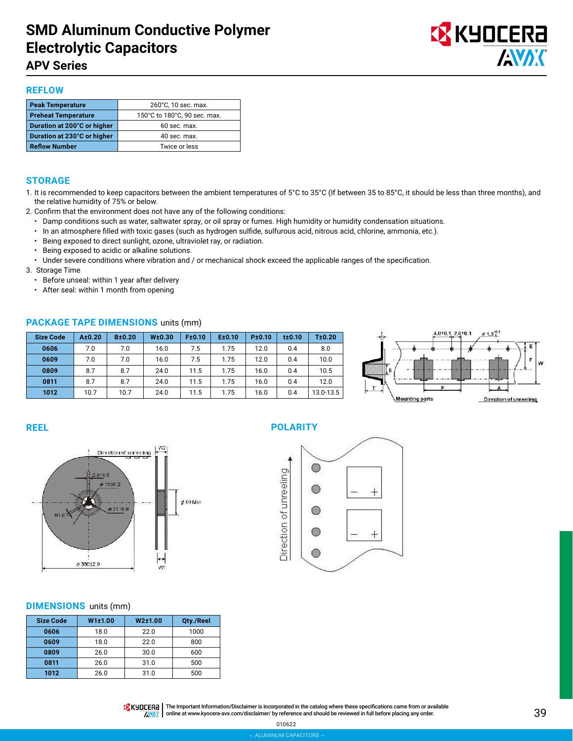# SMD Aluminum Conductive Polymer Electrolytic Capacitors

## APV Series

### REFLOW

| | |
|---|---|
| Peak Temperature | 260°C, 10 sec. max. |
| Preheat Temperature | 150°C to 180°C, 90 sec. max. |
| Duration at 200°C or higher | 60 sec. max. |
| Duration at 230°C or higher | 40 sec. max. |
| Reflow Number | Twice or less |

### STORAGE

1. It is recommended to keep capacitors between the ambient temperatures of 5°C to 35°C (If between 35 to 85°C, it should be less than three months), and the relative humidity of 75% or below.
2. Confirm that the environment does not have any of the following conditions:
   - Damp conditions such as water, saltwater spray, or oil spray or fumes. High humidity or humidity condensation situations.
   - In an atmosphere filled with toxic gases (such as hydrogen sulfide, sulfurous acid, nitrous acid, chlorine, ammonia, etc.).
   - Being exposed to direct sunlight, ozone, ultraviolet ray, or radiation.
   - Being exposed to acidic or alkaline solutions.
   - Under severe conditions where vibration and / or mechanical shock exceed the applicable ranges of the specification.
3. Storage Time
   - Before unseal: within 1 year after delivery
   - After seal: within 1 month from opening

### PACKAGE TAPE DIMENSIONS units (mm)

| Size Code | A±0.20 | B±0.20 | W±0.30 | F±0.10 | E±0.10 | P±0.10 | t±0.10 | T±0.20 |
|---|---|---|---|---|---|---|---|---|
| 0606 | 7.0 | 7.0 | 16.0 | 7.5 | 1.75 | 12.0 | 0.4 | 8.0 |
| 0609 | 7.0 | 7.0 | 16.0 | 7.5 | 1.75 | 12.0 | 0.4 | 10.0 |
| 0809 | 8.7 | 8.7 | 24.0 | 11.5 | 1.75 | 16.0 | 0.4 | 10.5 |
| 0811 | 8.7 | 8.7 | 24.0 | 11.5 | 1.75 | 16.0 | 0.4 | 12.0 |
| 1012 | 10.7 | 10.7 | 24.0 | 11.5 | 1.75 | 16.0 | 0.4 | 13.0-13.5 |

4.0±0.1 2.0±0.1 ϕ1.5
E F W B T P A
Mounting parts
Direction of unreeling

### REEL

Direction of unreeling
W2
2.0±0.5
ϕ13±0.2
ϕ21±0.8
R1.0
ϕ50 Min
ϕ380±2.0
W1

### POLARITY

Direction of unreeling
− +
− +

### DIMENSIONS units (mm)

| Size Code | W1±1.00 | W2±1.00 | Qty./Reel |
|---|---|---|---|
| 0606 | 18.0 | 22.0 | 1000 |
| 0609 | 18.0 | 22.0 | 800 |
| 0809 | 26.0 | 30.0 | 600 |
| 0811 | 26.0 | 31.0 | 500 |
| 1012 | 26.0 | 31.0 | 500 |

The Important Information/Disclaimer is incorporated in the catalog where these specifications came from or available online at www.kyocera-avx.com/disclaimer/ by reference and should be reviewed in full before placing any order.

010622